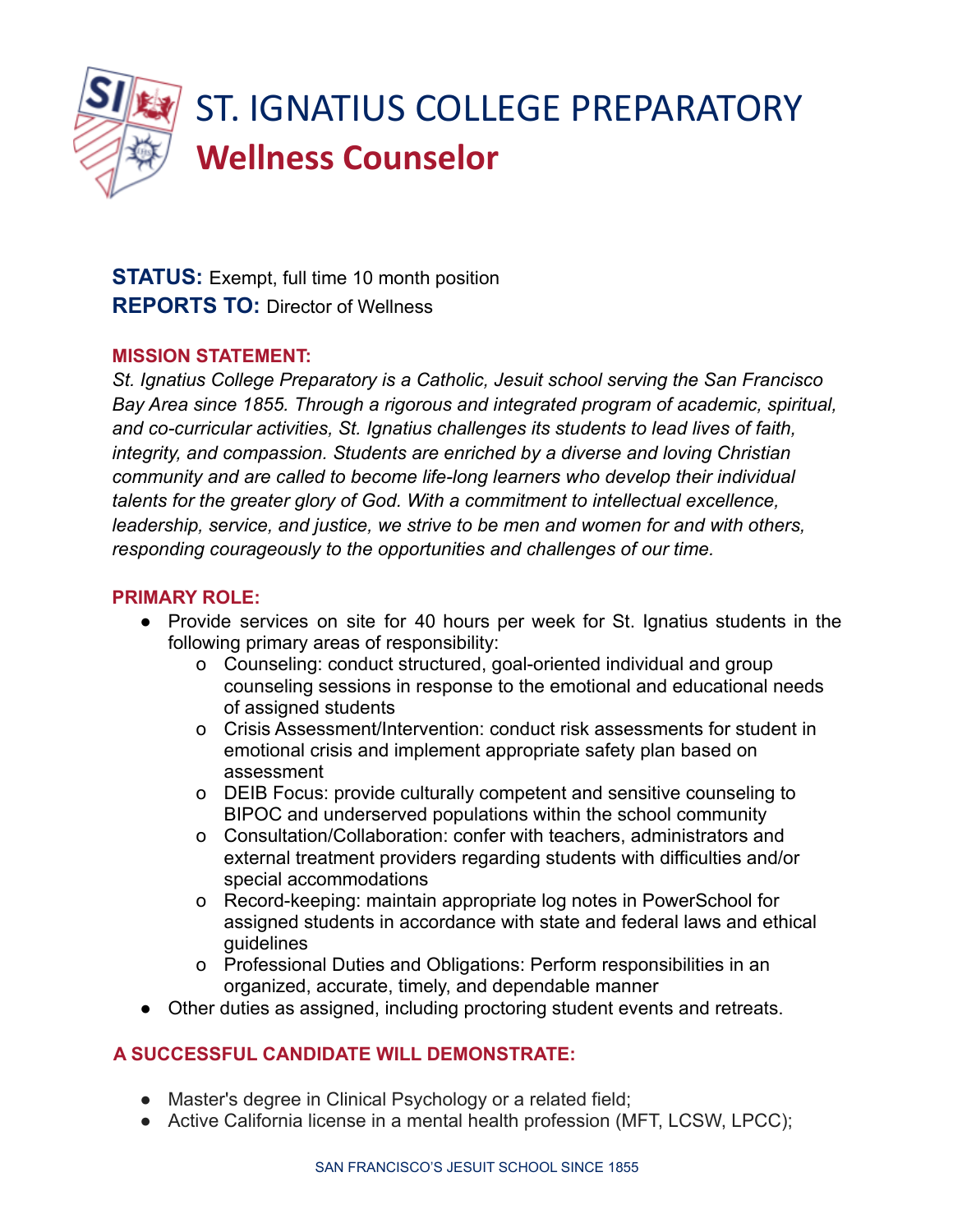# ST. IGNATIUS COLLEGE PREPARATORY

## Wellness Counselor

**STATUS:** Exempt, full time 10 month position
**REPORTS TO:** Director of Wellness

**MISSION STATEMENT:**

*St. Ignatius College Preparatory is a Catholic, Jesuit school serving the San Francisco Bay Area since 1855. Through a rigorous and integrated program of academic, spiritual, and co-curricular activities, St. Ignatius challenges its students to lead lives of faith, integrity, and compassion. Students are enriched by a diverse and loving Christian community and are called to become life-long learners who develop their individual talents for the greater glory of God. With a commitment to intellectual excellence, leadership, service, and justice, we strive to be men and women for and with others, responding courageously to the opportunities and challenges of our time.*

**PRIMARY ROLE:**

- Provide services on site for 40 hours per week for St. Ignatius students in the following primary areas of responsibility:
  - Counseling: conduct structured, goal-oriented individual and group counseling sessions in response to the emotional and educational needs of assigned students
  - Crisis Assessment/Intervention: conduct risk assessments for student in emotional crisis and implement appropriate safety plan based on assessment
  - DEIB Focus: provide culturally competent and sensitive counseling to BIPOC and underserved populations within the school community
  - Consultation/Collaboration: confer with teachers, administrators and external treatment providers regarding students with difficulties and/or special accommodations
  - Record-keeping: maintain appropriate log notes in PowerSchool for assigned students in accordance with state and federal laws and ethical guidelines
  - Professional Duties and Obligations: Perform responsibilities in an organized, accurate, timely, and dependable manner
- Other duties as assigned, including proctoring student events and retreats.

**A SUCCESSFUL CANDIDATE WILL DEMONSTRATE:**

- Master's degree in Clinical Psychology or a related field;
- Active California license in a mental health profession (MFT, LCSW, LPCC);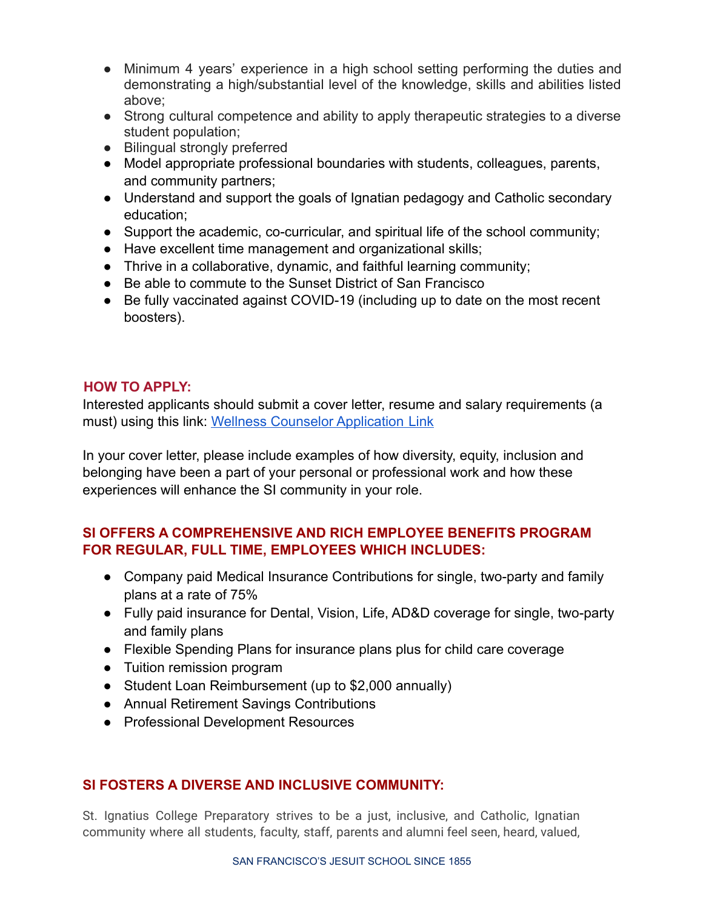- Minimum 4 years' experience in a high school setting performing the duties and demonstrating a high/substantial level of the knowledge, skills and abilities listed above;
- Strong cultural competence and ability to apply therapeutic strategies to a diverse student population;
- Bilingual strongly preferred
- Model appropriate professional boundaries with students, colleagues, parents, and community partners;
- Understand and support the goals of Ignatian pedagogy and Catholic secondary education;
- Support the academic, co-curricular, and spiritual life of the school community;
- Have excellent time management and organizational skills;
- Thrive in a collaborative, dynamic, and faithful learning community;
- Be able to commute to the Sunset District of San Francisco
- Be fully vaccinated against COVID-19 (including up to date on the most recent boosters).

## HOW TO APPLY:

Interested applicants should submit a cover letter, resume and salary requirements (a must) using this link: Wellness Counselor Application Link

In your cover letter, please include examples of how diversity, equity, inclusion and belonging have been a part of your personal or professional work and how these experiences will enhance the SI community in your role.

## SI OFFERS A COMPREHENSIVE AND RICH EMPLOYEE BENEFITS PROGRAM FOR REGULAR, FULL TIME, EMPLOYEES WHICH INCLUDES:

- Company paid Medical Insurance Contributions for single, two-party and family plans at a rate of 75%
- Fully paid insurance for Dental, Vision, Life, AD&D coverage for single, two-party and family plans
- Flexible Spending Plans for insurance plans plus for child care coverage
- Tuition remission program
- Student Loan Reimbursement (up to $2,000 annually)
- Annual Retirement Savings Contributions
- Professional Development Resources

## SI FOSTERS A DIVERSE AND INCLUSIVE COMMUNITY:

St. Ignatius College Preparatory strives to be a just, inclusive, and Catholic, Ignatian community where all students, faculty, staff, parents and alumni feel seen, heard, valued,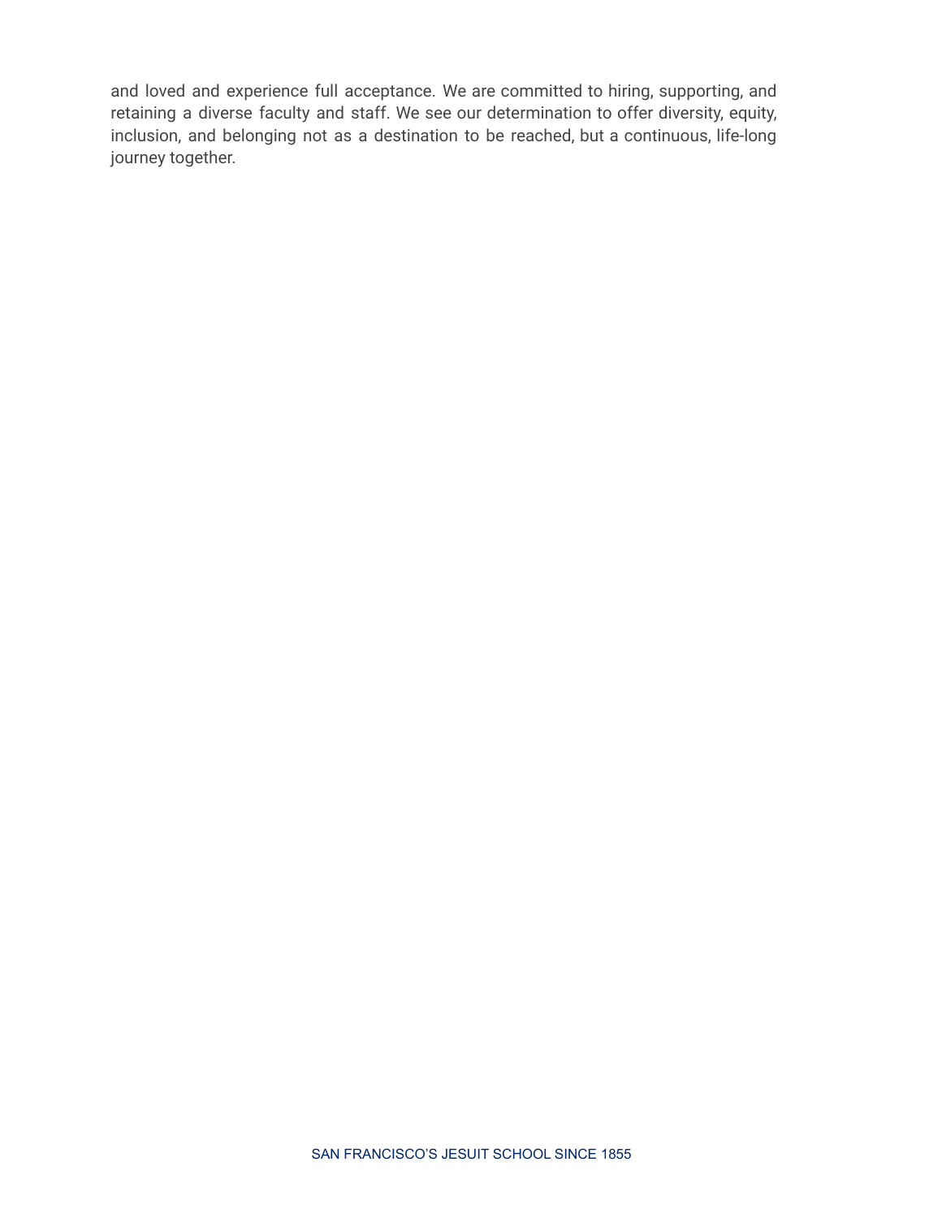and loved and experience full acceptance. We are committed to hiring, supporting, and retaining a diverse faculty and staff. We see our determination to offer diversity, equity, inclusion, and belonging not as a destination to be reached, but a continuous, life-long journey together.